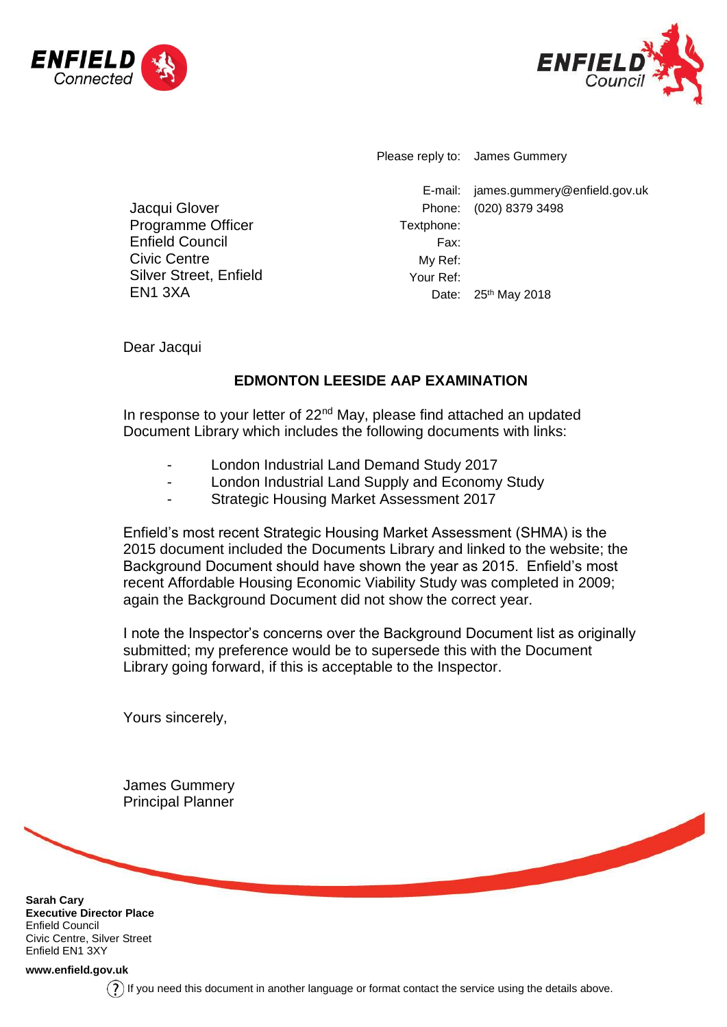ENFIELD Connected

ENFIELD Council

| | |
|---|---|
| Please reply to: | James Gummery |
| E-mail: | james.gummery@enfield.gov.uk |
| Phone: | (020) 8379 3498 |
| Textphone: | |
| Fax: | |
| My Ref: | |
| Your Ref: | |
| Date: | 25th May 2018 |

Jacqui Glover
Programme Officer
Enfield Council
Civic Centre
Silver Street, Enfield
EN1 3XA

Dear Jacqui

**EDMONTON LEESIDE AAP EXAMINATION**

In response to your letter of 22nd May, please find attached an updated Document Library which includes the following documents with links:

- London Industrial Land Demand Study 2017
- London Industrial Land Supply and Economy Study
- Strategic Housing Market Assessment 2017

Enfield's most recent Strategic Housing Market Assessment (SHMA) is the 2015 document included the Documents Library and linked to the website; the Background Document should have shown the year as 2015. Enfield's most recent Affordable Housing Economic Viability Study was completed in 2009; again the Background Document did not show the correct year.

I note the Inspector's concerns over the Background Document list as originally submitted; my preference would be to supersede this with the Document Library going forward, if this is acceptable to the Inspector.

Yours sincerely,

James Gummery
Principal Planner

**Sarah Cary**
**Executive Director Place**
Enfield Council
Civic Centre, Silver Street
Enfield EN1 3XY

**www.enfield.gov.uk**

If you need this document in another language or format contact the service using the details above.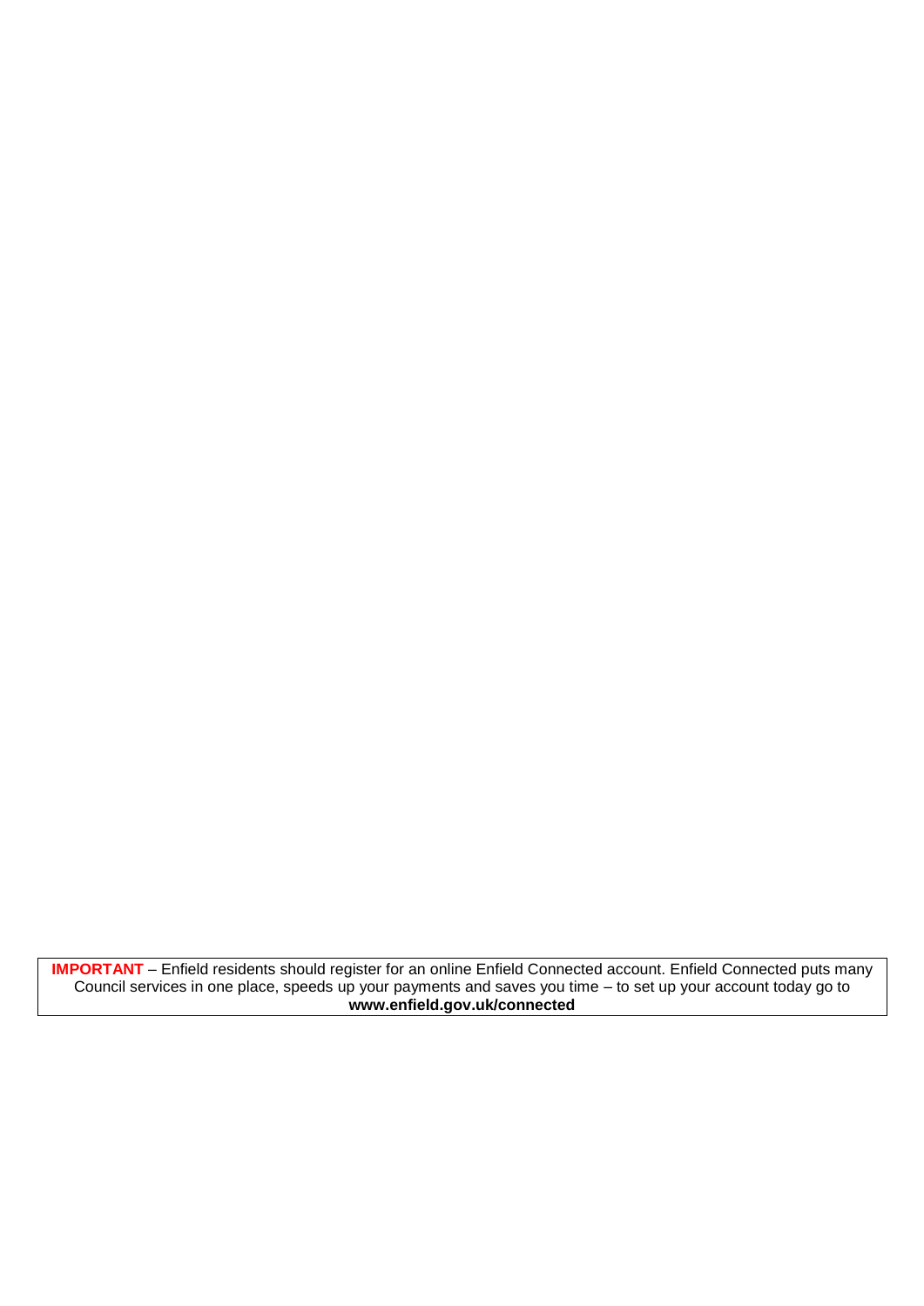**IMPORTANT** – Enfield residents should register for an online Enfield Connected account. Enfield Connected puts many Council services in one place, speeds up your payments and saves you time – to set up your account today go to **www.enfield.gov.uk/connected**